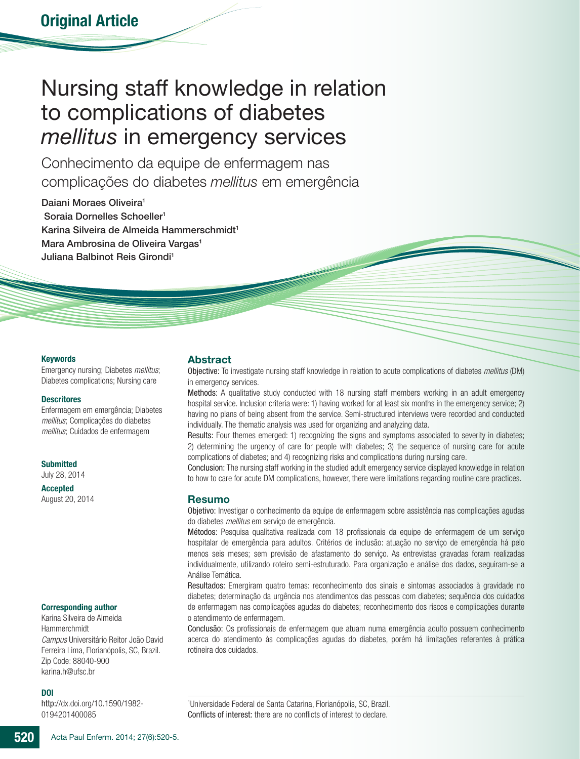**Original Article**

# Nursing staff knowledge in relation to complications of diabetes *mellitus* in emergency services

## Conhecimento da equipe de enfermagem nas complicações do diabetes *mellitus* em emergência

Daiani Moraes Oliveira[1]
Soraia Dornelles Schoeller[1]
Karina Silveira de Almeida Hammerschmidt[1]
Mara Ambrosina de Oliveira Vargas[1]
Juliana Balbinot Reis Girondi[1]

**Keywords**

Emergency nursing; Diabetes *mellitus*; Diabetes complications; Nursing care

**Descritores**

Enfermagem em emergência; Diabetes *mellitus*; Complicações do diabetes *mellitus*; Cuidados de enfermagem

**Submitted**

July 28, 2014

**Accepted**

August 20, 2014

**Corresponding author**

Karina Silveira de Almeida Hammerchmidt
*Campus* Universitário Reitor João David Ferreira Lima, Florianópolis, SC, Brazil.
Zip Code: 88040-900
karina.h@ufsc.br

**DOI**

http://dx.doi.org/10.1590/1982-0194201400085

### Abstract

**Objective:** To investigate nursing staff knowledge in relation to acute complications of diabetes *mellitus* (DM) in emergency services.

**Methods:** A qualitative study conducted with 18 nursing staff members working in an adult emergency hospital service. Inclusion criteria were: 1) having worked for at least six months in the emergency service; 2) having no plans of being absent from the service. Semi-structured interviews were recorded and conducted individually. The thematic analysis was used for organizing and analyzing data.

**Results:** Four themes emerged: 1) recognizing the signs and symptoms associated to severity in diabetes; 2) determining the urgency of care for people with diabetes; 3) the sequence of nursing care for acute complications of diabetes; and 4) recognizing risks and complications during nursing care.

**Conclusion:** The nursing staff working in the studied adult emergency service displayed knowledge in relation to how to care for acute DM complications, however, there were limitations regarding routine care practices.

### Resumo

**Objetivo:** Investigar o conhecimento da equipe de enfermagem sobre assistência nas complicações agudas do diabetes *mellitus* em serviço de emergência.

**Métodos:** Pesquisa qualitativa realizada com 18 profissionais da equipe de enfermagem de um serviço hospitalar de emergência para adultos. Critérios de inclusão: atuação no serviço de emergência há pelo menos seis meses; sem previsão de afastamento do serviço. As entrevistas gravadas foram realizadas individualmente, utilizando roteiro semi-estruturado. Para organização e análise dos dados, seguiram-se a Análise Temática.

**Resultados:** Emergiram quatro temas: reconhecimento dos sinais e sintomas associados à gravidade no diabetes; determinação da urgência nos atendimentos das pessoas com diabetes; sequência dos cuidados de enfermagem nas complicações agudas do diabetes; reconhecimento dos riscos e complicações durante o atendimento de enfermagem.

**Conclusão:** Os profissionais de enfermagem que atuam numa emergência adulto possuem conhecimento acerca do atendimento às complicações agudas do diabetes, porém há limitações referentes à prática rotineira dos cuidados.

[1]Universidade Federal de Santa Catarina, Florianópolis, SC, Brazil.
**Conflicts of interest:** there are no conflicts of interest to declare.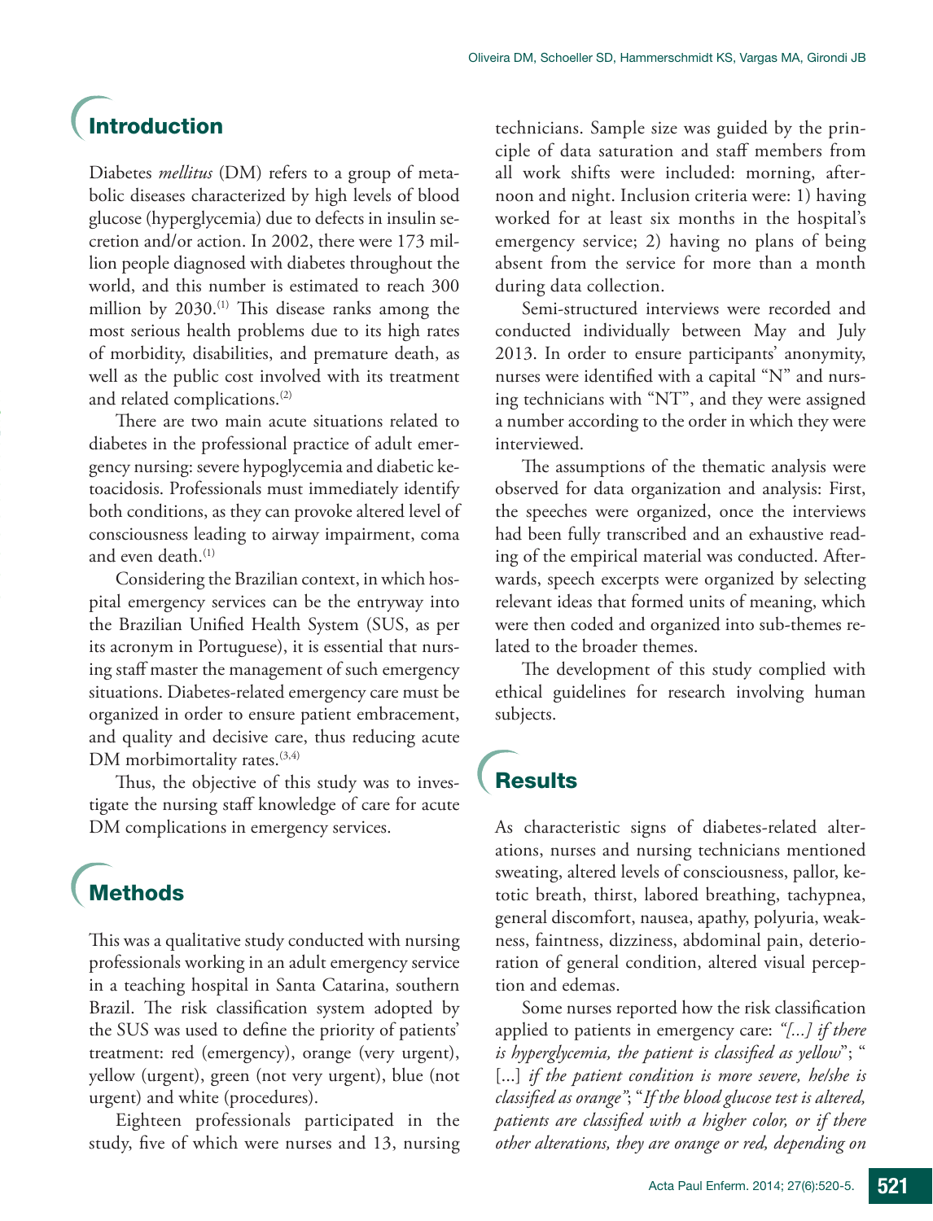## Introduction

Diabetes *mellitus* (DM) refers to a group of metabolic diseases characterized by high levels of blood glucose (hyperglycemia) due to defects in insulin secretion and/or action. In 2002, there were 173 million people diagnosed with diabetes throughout the world, and this number is estimated to reach 300 million by 2030.[1] This disease ranks among the most serious health problems due to its high rates of morbidity, disabilities, and premature death, as well as the public cost involved with its treatment and related complications.[2]

There are two main acute situations related to diabetes in the professional practice of adult emergency nursing: severe hypoglycemia and diabetic ketoacidosis. Professionals must immediately identify both conditions, as they can provoke altered level of consciousness leading to airway impairment, coma and even death.[1]

Considering the Brazilian context, in which hospital emergency services can be the entryway into the Brazilian Unified Health System (SUS, as per its acronym in Portuguese), it is essential that nursing staff master the management of such emergency situations. Diabetes-related emergency care must be organized in order to ensure patient embracement, and quality and decisive care, thus reducing acute DM morbimortality rates.[3,4]

Thus, the objective of this study was to investigate the nursing staff knowledge of care for acute DM complications in emergency services.

## Methods

This was a qualitative study conducted with nursing professionals working in an adult emergency service in a teaching hospital in Santa Catarina, southern Brazil. The risk classification system adopted by the SUS was used to define the priority of patients' treatment: red (emergency), orange (very urgent), yellow (urgent), green (not very urgent), blue (not urgent) and white (procedures).

Eighteen professionals participated in the study, five of which were nurses and 13, nursing technicians. Sample size was guided by the principle of data saturation and staff members from all work shifts were included: morning, afternoon and night. Inclusion criteria were: 1) having worked for at least six months in the hospital's emergency service; 2) having no plans of being absent from the service for more than a month during data collection.

Semi-structured interviews were recorded and conducted individually between May and July 2013. In order to ensure participants' anonymity, nurses were identified with a capital "N" and nursing technicians with "NT", and they were assigned a number according to the order in which they were interviewed.

The assumptions of the thematic analysis were observed for data organization and analysis: First, the speeches were organized, once the interviews had been fully transcribed and an exhaustive reading of the empirical material was conducted. Afterwards, speech excerpts were organized by selecting relevant ideas that formed units of meaning, which were then coded and organized into sub-themes related to the broader themes.

The development of this study complied with ethical guidelines for research involving human subjects.

## Results

As characteristic signs of diabetes-related alterations, nurses and nursing technicians mentioned sweating, altered levels of consciousness, pallor, ketotic breath, thirst, labored breathing, tachypnea, general discomfort, nausea, apathy, polyuria, weakness, faintness, dizziness, abdominal pain, deterioration of general condition, altered visual perception and edemas.

Some nurses reported how the risk classification applied to patients in emergency care: *"[...] if there is hyperglycemia, the patient is classified as yellow"*; " [...] *if the patient condition is more severe, he/she is classified as orange"*; "*If the blood glucose test is altered, patients are classified with a higher color, or if there other alterations, they are orange or red, depending on*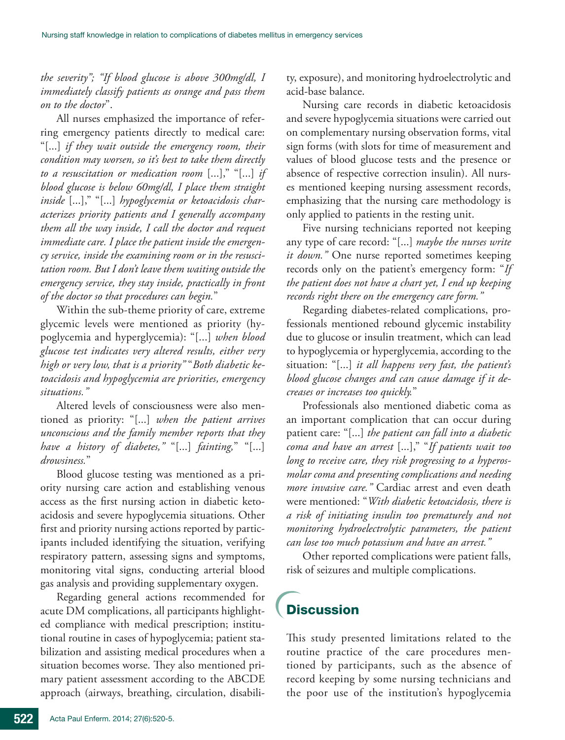*the severity"; "If blood glucose is above 300mg/dl, I immediately classify patients as orange and pass them on to the doctor*".

All nurses emphasized the importance of referring emergency patients directly to medical care: "[...] *if they wait outside the emergency room, their condition may worsen, so it's best to take them directly to a resuscitation or medication room* [...]," "[...] *if blood glucose is below 60mg/dl, I place them straight inside* [...]," "[...] *hypoglycemia or ketoacidosis characterizes priority patients and I generally accompany them all the way inside, I call the doctor and request immediate care. I place the patient inside the emergency service, inside the examining room or in the resuscitation room. But I don't leave them waiting outside the emergency service, they stay inside, practically in front of the doctor so that procedures can begin.*"

Within the sub-theme priority of care, extreme glycemic levels were mentioned as priority (hypoglycemia and hyperglycemia): "[...] *when blood glucose test indicates very altered results, either very high or very low, that is a priority"* "*Both diabetic ketoacidosis and hypoglycemia are priorities, emergency situations."*

Altered levels of consciousness were also mentioned as priority: "[...] *when the patient arrives unconscious and the family member reports that they have a history of diabetes,"* "[...] *fainting,*" "[...] *drowsiness.*"

Blood glucose testing was mentioned as a priority nursing care action and establishing venous access as the first nursing action in diabetic ketoacidosis and severe hypoglycemia situations. Other first and priority nursing actions reported by participants included identifying the situation, verifying respiratory pattern, assessing signs and symptoms, monitoring vital signs, conducting arterial blood gas analysis and providing supplementary oxygen.

Regarding general actions recommended for acute DM complications, all participants highlighted compliance with medical prescription; institutional routine in cases of hypoglycemia; patient stabilization and assisting medical procedures when a situation becomes worse. They also mentioned primary patient assessment according to the ABCDE approach (airways, breathing, circulation, disability, exposure), and monitoring hydroelectrolytic and acid-base balance.

Nursing care records in diabetic ketoacidosis and severe hypoglycemia situations were carried out on complementary nursing observation forms, vital sign forms (with slots for time of measurement and values of blood glucose tests and the presence or absence of respective correction insulin). All nurses mentioned keeping nursing assessment records, emphasizing that the nursing care methodology is only applied to patients in the resting unit.

Five nursing technicians reported not keeping any type of care record: "[...] *maybe the nurses write it down."* One nurse reported sometimes keeping records only on the patient's emergency form: "*If the patient does not have a chart yet, I end up keeping records right there on the emergency care form."*

Regarding diabetes-related complications, professionals mentioned rebound glycemic instability due to glucose or insulin treatment, which can lead to hypoglycemia or hyperglycemia, according to the situation: "[...] *it all happens very fast, the patient's blood glucose changes and can cause damage if it decreases or increases too quickly.*"

Professionals also mentioned diabetic coma as an important complication that can occur during patient care: "[...] *the patient can fall into a diabetic coma and have an arrest* [...]," "*If patients wait too long to receive care, they risk progressing to a hyperosmolar coma and presenting complications and needing more invasive care."* Cardiac arrest and even death were mentioned: "*With diabetic ketoacidosis, there is a risk of initiating insulin too prematurely and not monitoring hydroelectrolytic parameters, the patient can lose too much potassium and have an arrest."*

Other reported complications were patient falls, risk of seizures and multiple complications.

## Discussion

This study presented limitations related to the routine practice of the care procedures mentioned by participants, such as the absence of record keeping by some nursing technicians and the poor use of the institution's hypoglycemia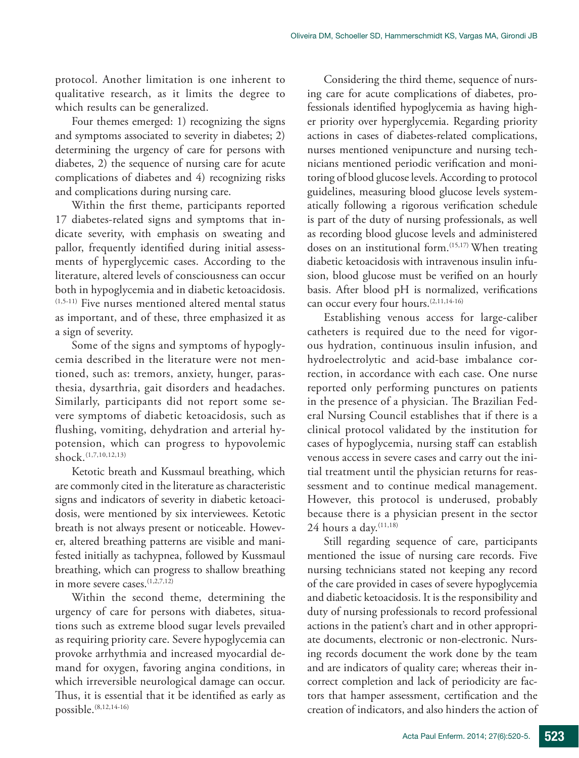protocol. Another limitation is one inherent to qualitative research, as it limits the degree to which results can be generalized.

Four themes emerged: 1) recognizing the signs and symptoms associated to severity in diabetes; 2) determining the urgency of care for persons with diabetes, 2) the sequence of nursing care for acute complications of diabetes and 4) recognizing risks and complications during nursing care.

Within the first theme, participants reported 17 diabetes-related signs and symptoms that indicate severity, with emphasis on sweating and pallor, frequently identified during initial assessments of hyperglycemic cases. According to the literature, altered levels of consciousness can occur both in hypoglycemia and in diabetic ketoacidosis.[1,5-11] Five nurses mentioned altered mental status as important, and of these, three emphasized it as a sign of severity.

Some of the signs and symptoms of hypoglycemia described in the literature were not mentioned, such as: tremors, anxiety, hunger, parasthesia, dysarthria, gait disorders and headaches. Similarly, participants did not report some severe symptoms of diabetic ketoacidosis, such as flushing, vomiting, dehydration and arterial hypotension, which can progress to hypovolemic shock.[1,7,10,12,13]

Ketotic breath and Kussmaul breathing, which are commonly cited in the literature as characteristic signs and indicators of severity in diabetic ketoacidosis, were mentioned by six interviewees. Ketotic breath is not always present or noticeable. However, altered breathing patterns are visible and manifested initially as tachypnea, followed by Kussmaul breathing, which can progress to shallow breathing in more severe cases.[1,2,7,12]

Within the second theme, determining the urgency of care for persons with diabetes, situations such as extreme blood sugar levels prevailed as requiring priority care. Severe hypoglycemia can provoke arrhythmia and increased myocardial demand for oxygen, favoring angina conditions, in which irreversible neurological damage can occur. Thus, it is essential that it be identified as early as possible.[8,12,14-16]

Considering the third theme, sequence of nursing care for acute complications of diabetes, professionals identified hypoglycemia as having higher priority over hyperglycemia. Regarding priority actions in cases of diabetes-related complications, nurses mentioned venipuncture and nursing technicians mentioned periodic verification and monitoring of blood glucose levels. According to protocol guidelines, measuring blood glucose levels systematically following a rigorous verification schedule is part of the duty of nursing professionals, as well as recording blood glucose levels and administered doses on an institutional form.[15,17] When treating diabetic ketoacidosis with intravenous insulin infusion, blood glucose must be verified on an hourly basis. After blood pH is normalized, verifications can occur every four hours.[2,11,14-16]

Establishing venous access for large-caliber catheters is required due to the need for vigorous hydration, continuous insulin infusion, and hydroelectrolytic and acid-base imbalance correction, in accordance with each case. One nurse reported only performing punctures on patients in the presence of a physician. The Brazilian Federal Nursing Council establishes that if there is a clinical protocol validated by the institution for cases of hypoglycemia, nursing staff can establish venous access in severe cases and carry out the initial treatment until the physician returns for reassessment and to continue medical management. However, this protocol is underused, probably because there is a physician present in the sector 24 hours a day.[11,18]

Still regarding sequence of care, participants mentioned the issue of nursing care records. Five nursing technicians stated not keeping any record of the care provided in cases of severe hypoglycemia and diabetic ketoacidosis. It is the responsibility and duty of nursing professionals to record professional actions in the patient's chart and in other appropriate documents, electronic or non-electronic. Nursing records document the work done by the team and are indicators of quality care; whereas their incorrect completion and lack of periodicity are factors that hamper assessment, certification and the creation of indicators, and also hinders the action of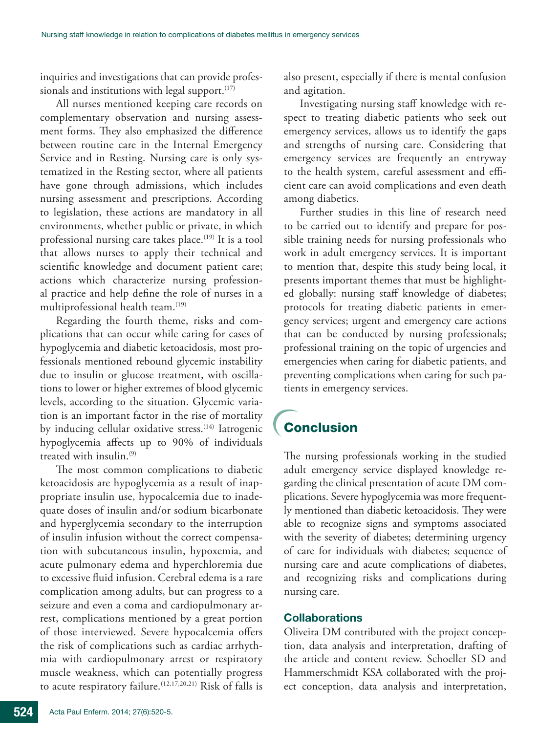inquiries and investigations that can provide professionals and institutions with legal support.[17]

All nurses mentioned keeping care records on complementary observation and nursing assessment forms. They also emphasized the difference between routine care in the Internal Emergency Service and in Resting. Nursing care is only systematized in the Resting sector, where all patients have gone through admissions, which includes nursing assessment and prescriptions. According to legislation, these actions are mandatory in all environments, whether public or private, in which professional nursing care takes place.[19] It is a tool that allows nurses to apply their technical and scientific knowledge and document patient care; actions which characterize nursing professional practice and help define the role of nurses in a multiprofessional health team.[19]

Regarding the fourth theme, risks and complications that can occur while caring for cases of hypoglycemia and diabetic ketoacidosis, most professionals mentioned rebound glycemic instability due to insulin or glucose treatment, with oscillations to lower or higher extremes of blood glycemic levels, according to the situation. Glycemic variation is an important factor in the rise of mortality by inducing cellular oxidative stress.[14] Iatrogenic hypoglycemia affects up to 90% of individuals treated with insulin.[9]

The most common complications to diabetic ketoacidosis are hypoglycemia as a result of inappropriate insulin use, hypocalcemia due to inadequate doses of insulin and/or sodium bicarbonate and hyperglycemia secondary to the interruption of insulin infusion without the correct compensation with subcutaneous insulin, hypoxemia, and acute pulmonary edema and hyperchloremia due to excessive fluid infusion. Cerebral edema is a rare complication among adults, but can progress to a seizure and even a coma and cardiopulmonary arrest, complications mentioned by a great portion of those interviewed. Severe hypocalcemia offers the risk of complications such as cardiac arrhythmia with cardiopulmonary arrest or respiratory muscle weakness, which can potentially progress to acute respiratory failure.[12,17,20,21] Risk of falls is also present, especially if there is mental confusion and agitation.

Investigating nursing staff knowledge with respect to treating diabetic patients who seek out emergency services, allows us to identify the gaps and strengths of nursing care. Considering that emergency services are frequently an entryway to the health system, careful assessment and efficient care can avoid complications and even death among diabetics.

Further studies in this line of research need to be carried out to identify and prepare for possible training needs for nursing professionals who work in adult emergency services. It is important to mention that, despite this study being local, it presents important themes that must be highlighted globally: nursing staff knowledge of diabetes; protocols for treating diabetic patients in emergency services; urgent and emergency care actions that can be conducted by nursing professionals; professional training on the topic of urgencies and emergencies when caring for diabetic patients, and preventing complications when caring for such patients in emergency services.

## Conclusion

The nursing professionals working in the studied adult emergency service displayed knowledge regarding the clinical presentation of acute DM complications. Severe hypoglycemia was more frequently mentioned than diabetic ketoacidosis. They were able to recognize signs and symptoms associated with the severity of diabetes; determining urgency of care for individuals with diabetes; sequence of nursing care and acute complications of diabetes, and recognizing risks and complications during nursing care.

### Collaborations

Oliveira DM contributed with the project conception, data analysis and interpretation, drafting of the article and content review. Schoeller SD and Hammerschmidt KSA collaborated with the project conception, data analysis and interpretation,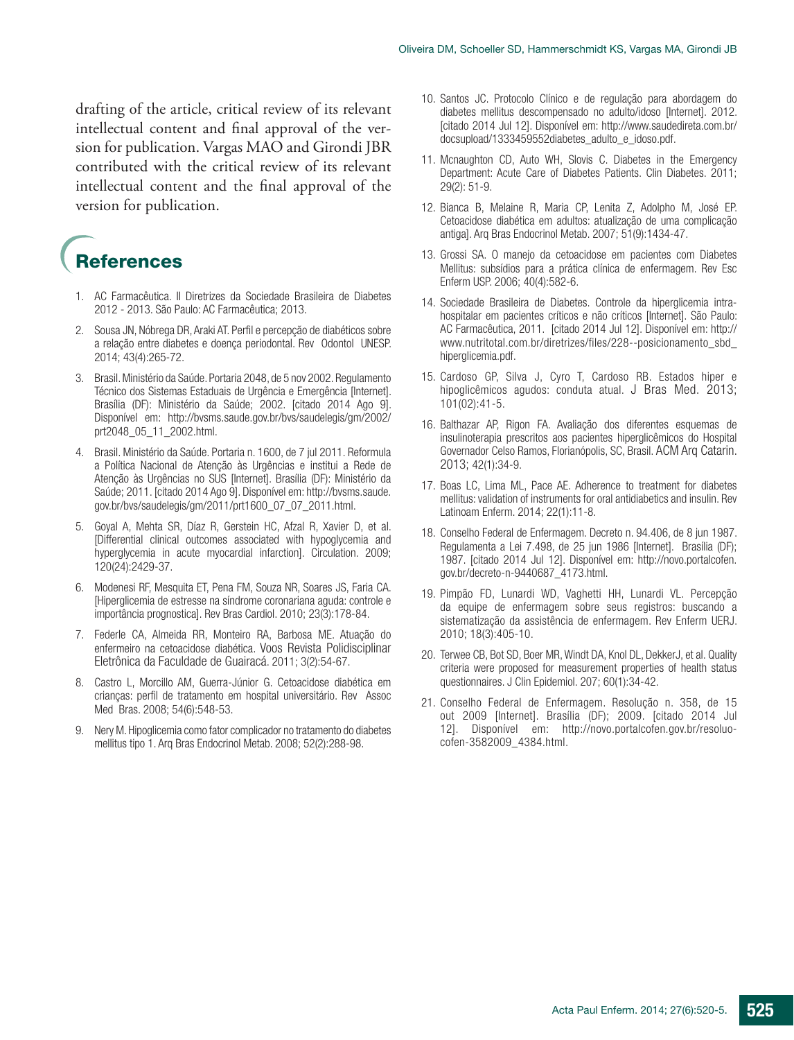drafting of the article, critical review of its relevant intellectual content and final approval of the version for publication. Vargas MAO and Girondi JBR contributed with the critical review of its relevant intellectual content and the final approval of the version for publication.

## References

1. AC Farmacêutica. II Diretrizes da Sociedade Brasileira de Diabetes 2012 - 2013. São Paulo: AC Farmacêutica; 2013.
2. Sousa JN, Nóbrega DR, Araki AT. Perfil e percepção de diabéticos sobre a relação entre diabetes e doença periodontal. Rev Odontol UNESP. 2014; 43(4):265-72.
3. Brasil. Ministério da Saúde. Portaria 2048, de 5 nov 2002. Regulamento Técnico dos Sistemas Estaduais de Urgência e Emergência [Internet]. Brasília (DF): Ministério da Saúde; 2002. [citado 2014 Ago 9]. Disponível em: http://bvsms.saude.gov.br/bvs/saudelegis/gm/2002/prt2048_05_11_2002.html.
4. Brasil. Ministério da Saúde. Portaria n. 1600, de 7 jul 2011. Reformula a Política Nacional de Atenção às Urgências e institui a Rede de Atenção às Urgências no SUS [Internet]. Brasília (DF): Ministério da Saúde; 2011. [citado 2014 Ago 9]. Disponível em: http://bvsms.saude.gov.br/bvs/saudelegis/gm/2011/prt1600_07_07_2011.html.
5. Goyal A, Mehta SR, Díaz R, Gerstein HC, Afzal R, Xavier D, et al. [Differential clinical outcomes associated with hypoglycemia and hyperglycemia in acute myocardial infarction]. Circulation. 2009; 120(24):2429-37.
6. Modenesi RF, Mesquita ET, Pena FM, Souza NR, Soares JS, Faria CA. [Hiperglicemia de estresse na síndrome coronariana aguda: controle e importância prognostica]. Rev Bras Cardiol. 2010; 23(3):178-84.
7. Federle CA, Almeida RR, Monteiro RA, Barbosa ME. Atuação do enfermeiro na cetoacidose diabética. Voos Revista Polidisciplinar Eletrônica da Faculdade de Guairacá. 2011; 3(2):54-67.
8. Castro L, Morcillo AM, Guerra-Júnior G. Cetoacidose diabética em crianças: perfil de tratamento em hospital universitário. Rev Assoc Med Bras. 2008; 54(6):548-53.
9. Nery M. Hipoglicemia como fator complicador no tratamento do diabetes mellitus tipo 1. Arq Bras Endocrinol Metab. 2008; 52(2):288-98.
10. Santos JC. Protocolo Clínico e de regulação para abordagem do diabetes mellitus descompensado no adulto/idoso [Internet]. 2012. [citado 2014 Jul 12]. Disponível em: http://www.saudedireta.com.br/docsupload/1333459552diabetes_adulto_e_idoso.pdf.
11. Mcnaughton CD, Auto WH, Slovis C. Diabetes in the Emergency Department: Acute Care of Diabetes Patients. Clin Diabetes. 2011; 29(2): 51-9.
12. Bianca B, Melaine R, Maria CP, Lenita Z, Adolpho M, José EP. Cetoacidose diabética em adultos: atualização de uma complicação antiga]. Arq Bras Endocrinol Metab. 2007; 51(9):1434-47.
13. Grossi SA. O manejo da cetoacidose em pacientes com Diabetes Mellitus: subsídios para a prática clínica de enfermagem. Rev Esc Enferm USP. 2006; 40(4):582-6.
14. Sociedade Brasileira de Diabetes. Controle da hiperglicemia intra-hospitalar em pacientes críticos e não críticos [Internet]. São Paulo: AC Farmacêutica, 2011. [citado 2014 Jul 12]. Disponível em: http://www.nutritotal.com.br/diretrizes/files/228--posicionamento_sbd_hiperglicemia.pdf.
15. Cardoso GP, Silva J, Cyro T, Cardoso RB. Estados hiper e hipoglicêmicos agudos: conduta atual. J Bras Med. 2013; 101(02):41-5.
16. Balthazar AP, Rigon FA. Avaliação dos diferentes esquemas de insulinoterapia prescritos aos pacientes hiperglicêmicos do Hospital Governador Celso Ramos, Florianópolis, SC, Brasil. ACM Arq Catarin. 2013; 42(1):34-9.
17. Boas LC, Lima ML, Pace AE. Adherence to treatment for diabetes mellitus: validation of instruments for oral antidiabetics and insulin. Rev Latinoam Enferm. 2014; 22(1):11-8.
18. Conselho Federal de Enfermagem. Decreto n. 94.406, de 8 jun 1987. Regulamenta a Lei 7.498, de 25 jun 1986 [Internet]. Brasília (DF); 1987. [citado 2014 Jul 12]. Disponível em: http://novo.portalcofen.gov.br/decreto-n-9440687_4173.html.
19. Pimpão FD, Lunardi WD, Vaghetti HH, Lunardi VL. Percepção da equipe de enfermagem sobre seus registros: buscando a sistematização da assistência de enfermagem. Rev Enferm UERJ. 2010; 18(3):405-10.
20. Terwee CB, Bot SD, Boer MR, Windt DA, Knol DL, DekkerJ, et al. Quality criteria were proposed for measurement properties of health status questionnaires. J Clin Epidemiol. 207; 60(1):34-42.
21. Conselho Federal de Enfermagem. Resolução n. 358, de 15 out 2009 [Internet]. Brasília (DF); 2009. [citado 2014 Jul 12]. Disponível em: http://novo.portalcofen.gov.br/resoluo-cofen-3582009_4384.html.